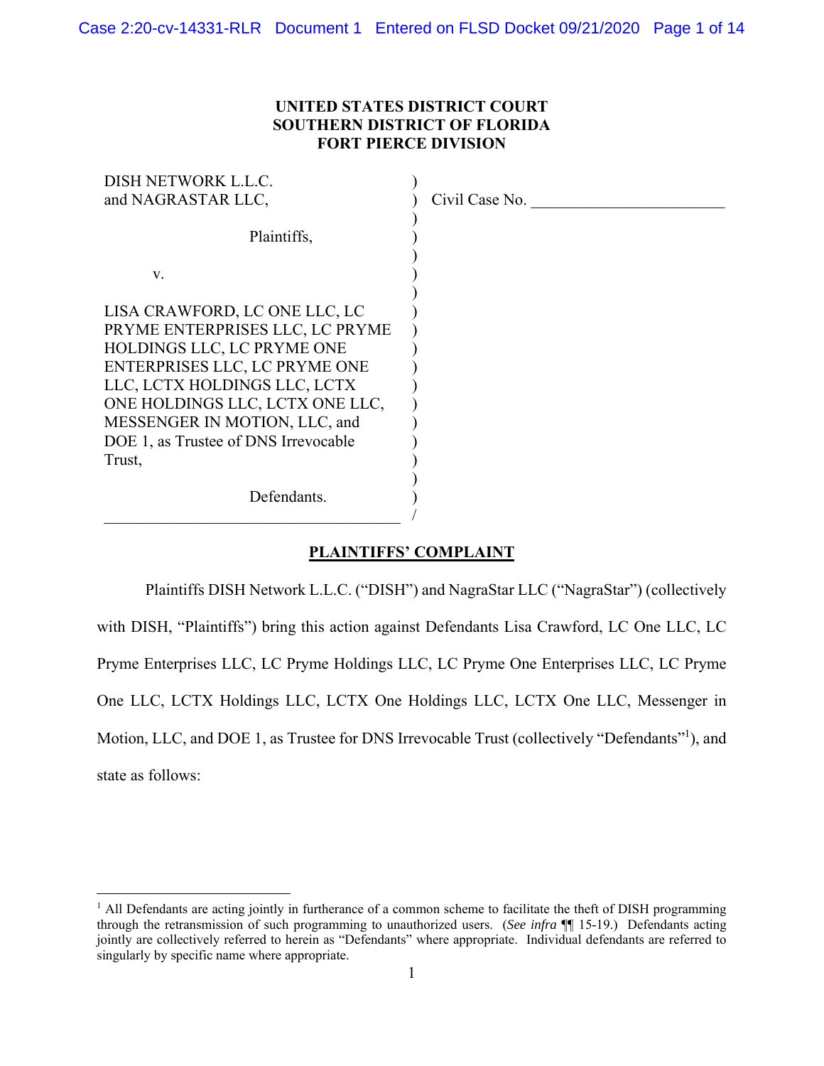**UNITED STATES DISTRICT COURT**
**SOUTHERN DISTRICT OF FLORIDA**
**FORT PIERCE DIVISION**

| | |
|---|---|
| DISH NETWORK L.L.C. and NAGRASTAR LLC,<br><br>Plaintiffs,<br><br>v.<br><br>LISA CRAWFORD, LC ONE LLC, LC PRYME ENTERPRISES LLC, LC PRYME HOLDINGS LLC, LC PRYME ONE ENTERPRISES LLC, LC PRYME ONE LLC, LCTX HOLDINGS LLC, LCTX ONE HOLDINGS LLC, LCTX ONE LLC, MESSENGER IN MOTION, LLC, and DOE 1, as Trustee of DNS Irrevocable Trust,<br><br>Defendants. | Civil Case No. ______________________ |

## PLAINTIFFS' COMPLAINT

Plaintiffs DISH Network L.L.C. ("DISH") and NagraStar LLC ("NagraStar") (collectively with DISH, "Plaintiffs") bring this action against Defendants Lisa Crawford, LC One LLC, LC Pryme Enterprises LLC, LC Pryme Holdings LLC, LC Pryme One Enterprises LLC, LC Pryme One LLC, LCTX Holdings LLC, LCTX One Holdings LLC, LCTX One LLC, Messenger in Motion, LLC, and DOE 1, as Trustee for DNS Irrevocable Trust (collectively "Defendants"[1]), and state as follows:

---

[1] All Defendants are acting jointly in furtherance of a common scheme to facilitate the theft of DISH programming through the retransmission of such programming to unauthorized users. (*See infra* ¶¶ 15-19.) Defendants acting jointly are collectively referred to herein as "Defendants" where appropriate. Individual defendants are referred to singularly by specific name where appropriate.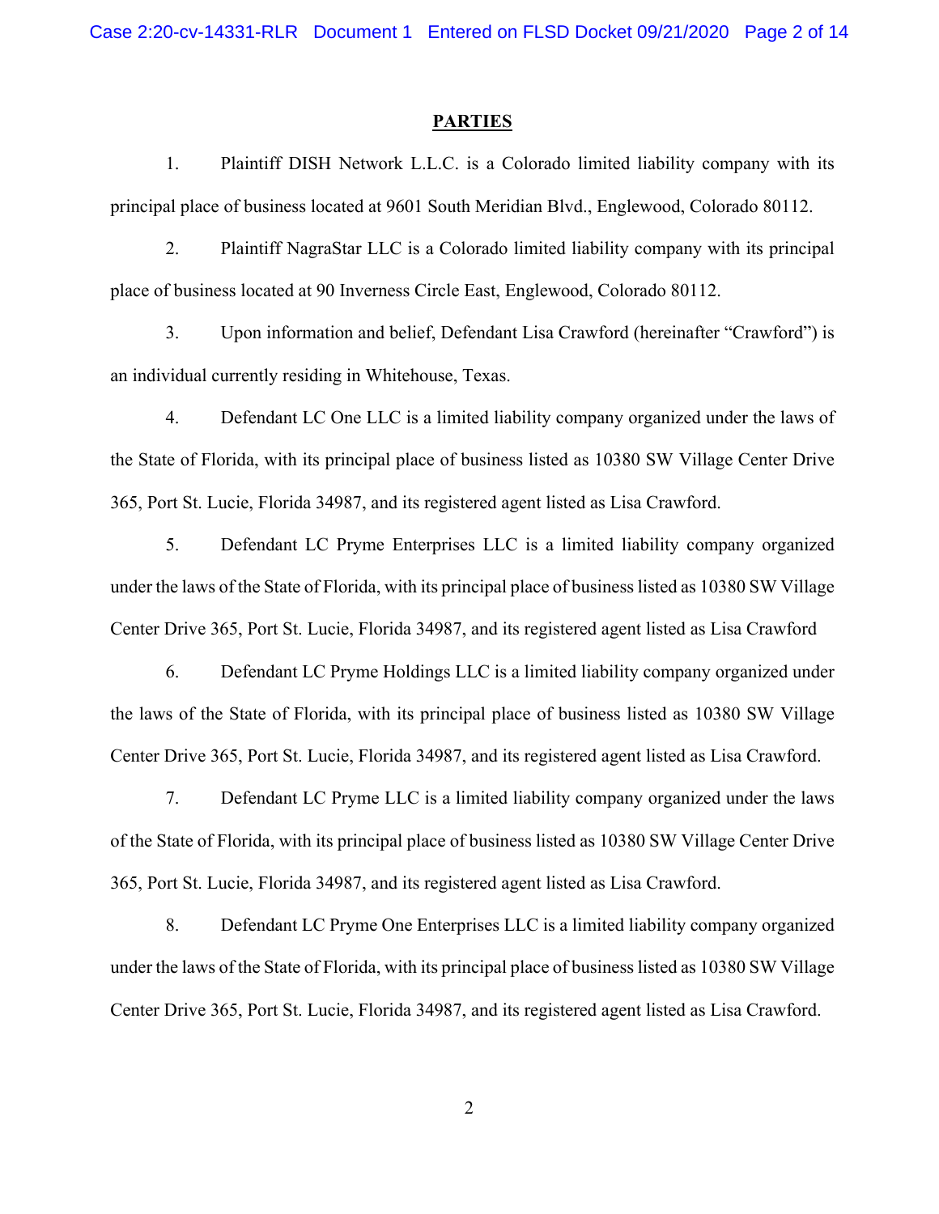## PARTIES

1. Plaintiff DISH Network L.L.C. is a Colorado limited liability company with its principal place of business located at 9601 South Meridian Blvd., Englewood, Colorado 80112.

2. Plaintiff NagraStar LLC is a Colorado limited liability company with its principal place of business located at 90 Inverness Circle East, Englewood, Colorado 80112.

3. Upon information and belief, Defendant Lisa Crawford (hereinafter "Crawford") is an individual currently residing in Whitehouse, Texas.

4. Defendant LC One LLC is a limited liability company organized under the laws of the State of Florida, with its principal place of business listed as 10380 SW Village Center Drive 365, Port St. Lucie, Florida 34987, and its registered agent listed as Lisa Crawford.

5. Defendant LC Pryme Enterprises LLC is a limited liability company organized under the laws of the State of Florida, with its principal place of business listed as 10380 SW Village Center Drive 365, Port St. Lucie, Florida 34987, and its registered agent listed as Lisa Crawford

6. Defendant LC Pryme Holdings LLC is a limited liability company organized under the laws of the State of Florida, with its principal place of business listed as 10380 SW Village Center Drive 365, Port St. Lucie, Florida 34987, and its registered agent listed as Lisa Crawford.

7. Defendant LC Pryme LLC is a limited liability company organized under the laws of the State of Florida, with its principal place of business listed as 10380 SW Village Center Drive 365, Port St. Lucie, Florida 34987, and its registered agent listed as Lisa Crawford.

8. Defendant LC Pryme One Enterprises LLC is a limited liability company organized under the laws of the State of Florida, with its principal place of business listed as 10380 SW Village Center Drive 365, Port St. Lucie, Florida 34987, and its registered agent listed as Lisa Crawford.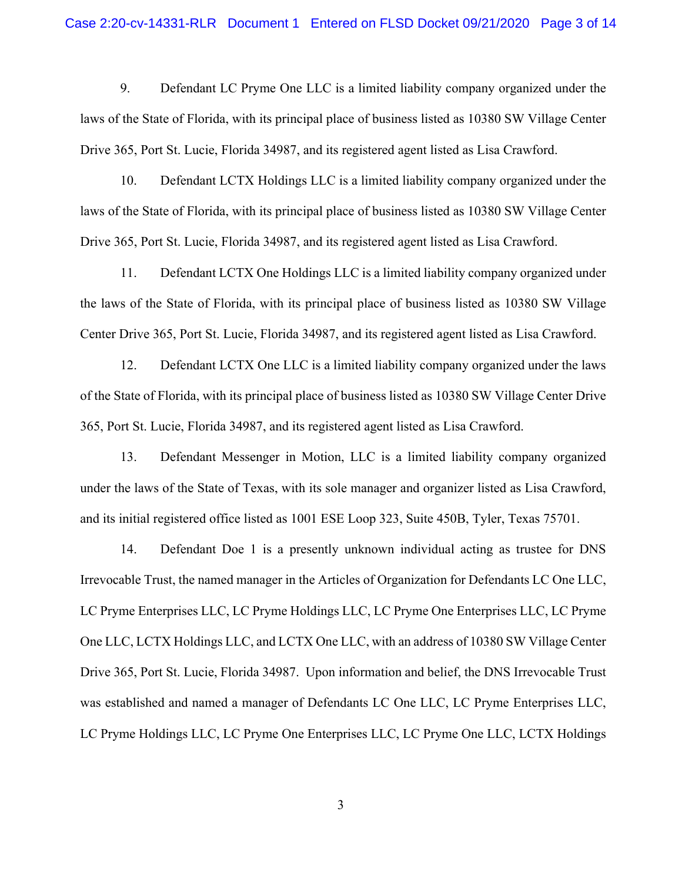9. Defendant LC Pryme One LLC is a limited liability company organized under the laws of the State of Florida, with its principal place of business listed as 10380 SW Village Center Drive 365, Port St. Lucie, Florida 34987, and its registered agent listed as Lisa Crawford.

10. Defendant LCTX Holdings LLC is a limited liability company organized under the laws of the State of Florida, with its principal place of business listed as 10380 SW Village Center Drive 365, Port St. Lucie, Florida 34987, and its registered agent listed as Lisa Crawford.

11. Defendant LCTX One Holdings LLC is a limited liability company organized under the laws of the State of Florida, with its principal place of business listed as 10380 SW Village Center Drive 365, Port St. Lucie, Florida 34987, and its registered agent listed as Lisa Crawford.

12. Defendant LCTX One LLC is a limited liability company organized under the laws of the State of Florida, with its principal place of business listed as 10380 SW Village Center Drive 365, Port St. Lucie, Florida 34987, and its registered agent listed as Lisa Crawford.

13. Defendant Messenger in Motion, LLC is a limited liability company organized under the laws of the State of Texas, with its sole manager and organizer listed as Lisa Crawford, and its initial registered office listed as 1001 ESE Loop 323, Suite 450B, Tyler, Texas 75701.

14. Defendant Doe 1 is a presently unknown individual acting as trustee for DNS Irrevocable Trust, the named manager in the Articles of Organization for Defendants LC One LLC, LC Pryme Enterprises LLC, LC Pryme Holdings LLC, LC Pryme One Enterprises LLC, LC Pryme One LLC, LCTX Holdings LLC, and LCTX One LLC, with an address of 10380 SW Village Center Drive 365, Port St. Lucie, Florida 34987. Upon information and belief, the DNS Irrevocable Trust was established and named a manager of Defendants LC One LLC, LC Pryme Enterprises LLC, LC Pryme Holdings LLC, LC Pryme One Enterprises LLC, LC Pryme One LLC, LCTX Holdings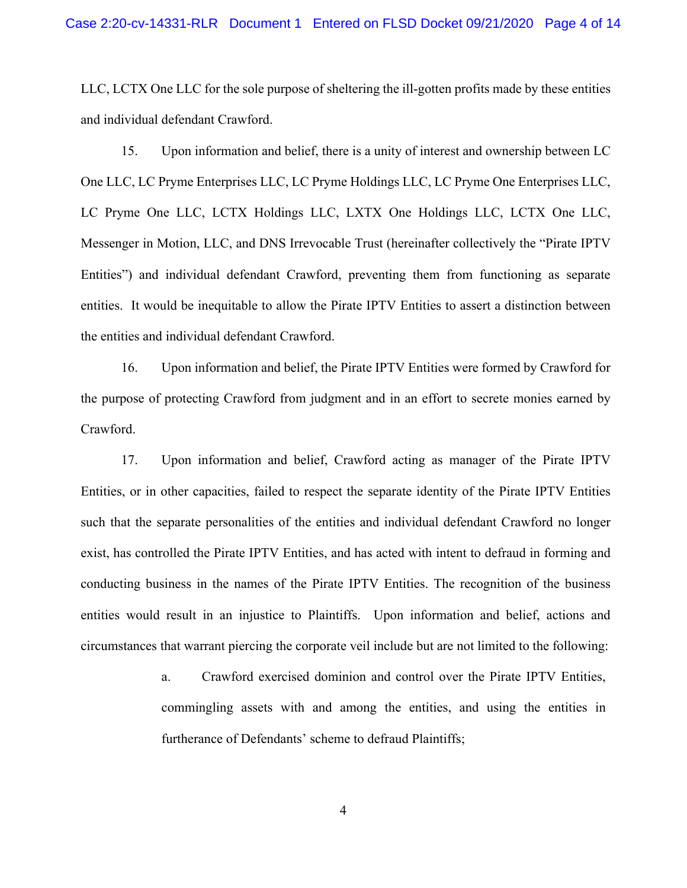LLC, LCTX One LLC for the sole purpose of sheltering the ill-gotten profits made by these entities and individual defendant Crawford.

15. Upon information and belief, there is a unity of interest and ownership between LC One LLC, LC Pryme Enterprises LLC, LC Pryme Holdings LLC, LC Pryme One Enterprises LLC, LC Pryme One LLC, LCTX Holdings LLC, LXTX One Holdings LLC, LCTX One LLC, Messenger in Motion, LLC, and DNS Irrevocable Trust (hereinafter collectively the "Pirate IPTV Entities") and individual defendant Crawford, preventing them from functioning as separate entities. It would be inequitable to allow the Pirate IPTV Entities to assert a distinction between the entities and individual defendant Crawford.

16. Upon information and belief, the Pirate IPTV Entities were formed by Crawford for the purpose of protecting Crawford from judgment and in an effort to secrete monies earned by Crawford.

17. Upon information and belief, Crawford acting as manager of the Pirate IPTV Entities, or in other capacities, failed to respect the separate identity of the Pirate IPTV Entities such that the separate personalities of the entities and individual defendant Crawford no longer exist, has controlled the Pirate IPTV Entities, and has acted with intent to defraud in forming and conducting business in the names of the Pirate IPTV Entities. The recognition of the business entities would result in an injustice to Plaintiffs. Upon information and belief, actions and circumstances that warrant piercing the corporate veil include but are not limited to the following:

a. Crawford exercised dominion and control over the Pirate IPTV Entities, commingling assets with and among the entities, and using the entities in furtherance of Defendants' scheme to defraud Plaintiffs;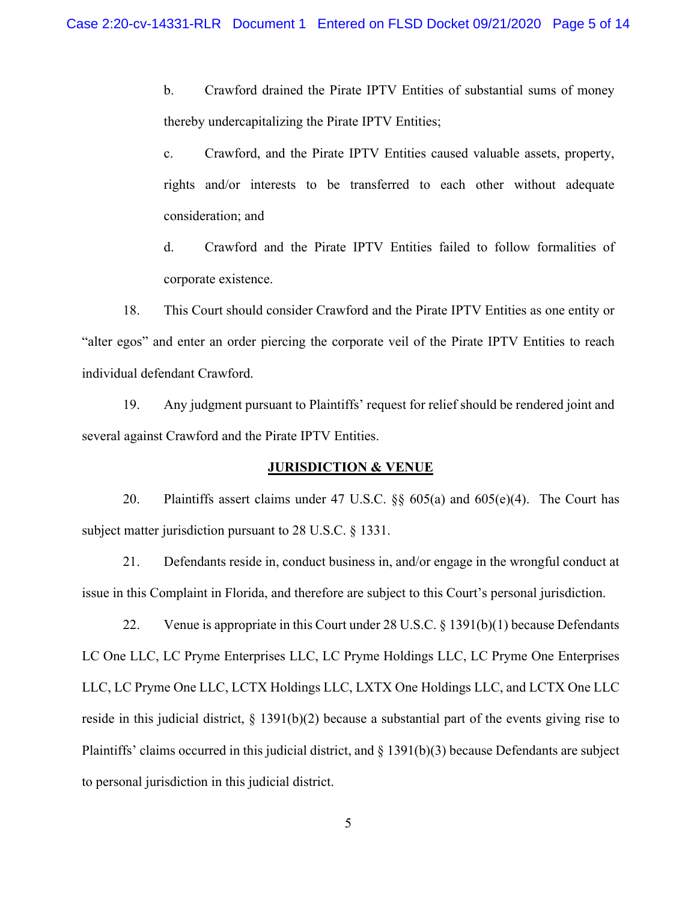b. Crawford drained the Pirate IPTV Entities of substantial sums of money thereby undercapitalizing the Pirate IPTV Entities;

c. Crawford, and the Pirate IPTV Entities caused valuable assets, property, rights and/or interests to be transferred to each other without adequate consideration; and

d. Crawford and the Pirate IPTV Entities failed to follow formalities of corporate existence.

18. This Court should consider Crawford and the Pirate IPTV Entities as one entity or "alter egos" and enter an order piercing the corporate veil of the Pirate IPTV Entities to reach individual defendant Crawford.

19. Any judgment pursuant to Plaintiffs' request for relief should be rendered joint and several against Crawford and the Pirate IPTV Entities.

## JURISDICTION & VENUE

20. Plaintiffs assert claims under 47 U.S.C. §§ 605(a) and 605(e)(4). The Court has subject matter jurisdiction pursuant to 28 U.S.C. § 1331.

21. Defendants reside in, conduct business in, and/or engage in the wrongful conduct at issue in this Complaint in Florida, and therefore are subject to this Court's personal jurisdiction.

22. Venue is appropriate in this Court under 28 U.S.C. § 1391(b)(1) because Defendants LC One LLC, LC Pryme Enterprises LLC, LC Pryme Holdings LLC, LC Pryme One Enterprises LLC, LC Pryme One LLC, LCTX Holdings LLC, LXTX One Holdings LLC, and LCTX One LLC reside in this judicial district, § 1391(b)(2) because a substantial part of the events giving rise to Plaintiffs' claims occurred in this judicial district, and § 1391(b)(3) because Defendants are subject to personal jurisdiction in this judicial district.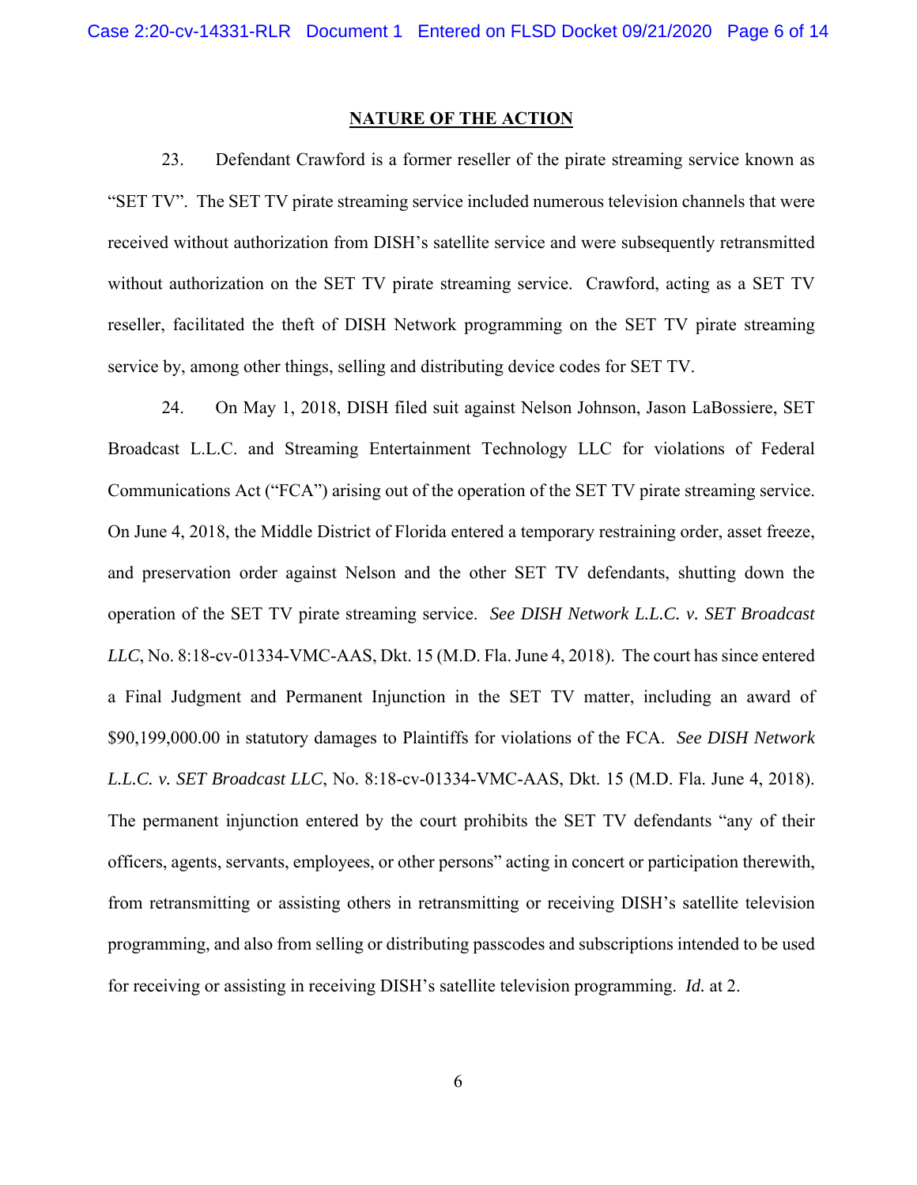## NATURE OF THE ACTION

23. Defendant Crawford is a former reseller of the pirate streaming service known as "SET TV". The SET TV pirate streaming service included numerous television channels that were received without authorization from DISH's satellite service and were subsequently retransmitted without authorization on the SET TV pirate streaming service. Crawford, acting as a SET TV reseller, facilitated the theft of DISH Network programming on the SET TV pirate streaming service by, among other things, selling and distributing device codes for SET TV.

24. On May 1, 2018, DISH filed suit against Nelson Johnson, Jason LaBossiere, SET Broadcast L.L.C. and Streaming Entertainment Technology LLC for violations of Federal Communications Act ("FCA") arising out of the operation of the SET TV pirate streaming service. On June 4, 2018, the Middle District of Florida entered a temporary restraining order, asset freeze, and preservation order against Nelson and the other SET TV defendants, shutting down the operation of the SET TV pirate streaming service. *See DISH Network L.L.C. v. SET Broadcast LLC*, No. 8:18-cv-01334-VMC-AAS, Dkt. 15 (M.D. Fla. June 4, 2018). The court has since entered a Final Judgment and Permanent Injunction in the SET TV matter, including an award of $90,199,000.00 in statutory damages to Plaintiffs for violations of the FCA. *See DISH Network L.L.C. v. SET Broadcast LLC*, No. 8:18-cv-01334-VMC-AAS, Dkt. 15 (M.D. Fla. June 4, 2018). The permanent injunction entered by the court prohibits the SET TV defendants "any of their officers, agents, servants, employees, or other persons" acting in concert or participation therewith, from retransmitting or assisting others in retransmitting or receiving DISH's satellite television programming, and also from selling or distributing passcodes and subscriptions intended to be used for receiving or assisting in receiving DISH's satellite television programming. *Id.* at 2.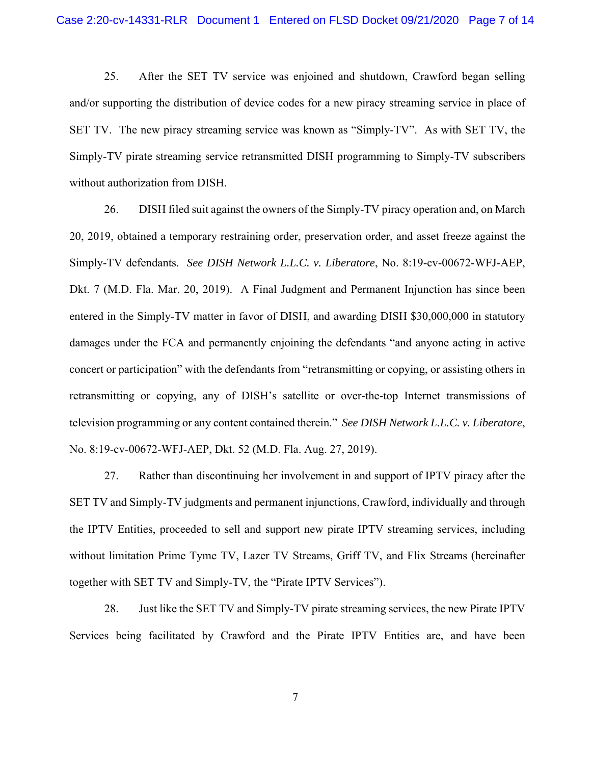25. After the SET TV service was enjoined and shutdown, Crawford began selling and/or supporting the distribution of device codes for a new piracy streaming service in place of SET TV. The new piracy streaming service was known as "Simply-TV". As with SET TV, the Simply-TV pirate streaming service retransmitted DISH programming to Simply-TV subscribers without authorization from DISH.

26. DISH filed suit against the owners of the Simply-TV piracy operation and, on March 20, 2019, obtained a temporary restraining order, preservation order, and asset freeze against the Simply-TV defendants. *See DISH Network L.L.C. v. Liberatore*, No. 8:19-cv-00672-WFJ-AEP, Dkt. 7 (M.D. Fla. Mar. 20, 2019). A Final Judgment and Permanent Injunction has since been entered in the Simply-TV matter in favor of DISH, and awarding DISH $30,000,000 in statutory damages under the FCA and permanently enjoining the defendants "and anyone acting in active concert or participation" with the defendants from "retransmitting or copying, or assisting others in retransmitting or copying, any of DISH's satellite or over-the-top Internet transmissions of television programming or any content contained therein." *See DISH Network L.L.C. v. Liberatore*, No. 8:19-cv-00672-WFJ-AEP, Dkt. 52 (M.D. Fla. Aug. 27, 2019).

27. Rather than discontinuing her involvement in and support of IPTV piracy after the SET TV and Simply-TV judgments and permanent injunctions, Crawford, individually and through the IPTV Entities, proceeded to sell and support new pirate IPTV streaming services, including without limitation Prime Tyme TV, Lazer TV Streams, Griff TV, and Flix Streams (hereinafter together with SET TV and Simply-TV, the "Pirate IPTV Services").

28. Just like the SET TV and Simply-TV pirate streaming services, the new Pirate IPTV Services being facilitated by Crawford and the Pirate IPTV Entities are, and have been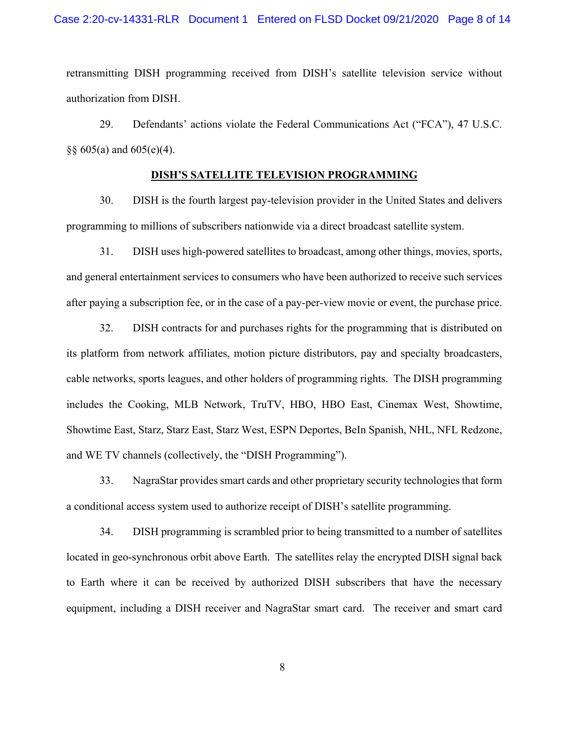retransmitting DISH programming received from DISH's satellite television service without authorization from DISH.

29. Defendants' actions violate the Federal Communications Act ("FCA"), 47 U.S.C. §§ 605(a) and 605(e)(4).

**DISH'S SATELLITE TELEVISION PROGRAMMING**

30. DISH is the fourth largest pay-television provider in the United States and delivers programming to millions of subscribers nationwide via a direct broadcast satellite system.

31. DISH uses high-powered satellites to broadcast, among other things, movies, sports, and general entertainment services to consumers who have been authorized to receive such services after paying a subscription fee, or in the case of a pay-per-view movie or event, the purchase price.

32. DISH contracts for and purchases rights for the programming that is distributed on its platform from network affiliates, motion picture distributors, pay and specialty broadcasters, cable networks, sports leagues, and other holders of programming rights. The DISH programming includes the Cooking, MLB Network, TruTV, HBO, HBO East, Cinemax West, Showtime, Showtime East, Starz, Starz East, Starz West, ESPN Deportes, BeIn Spanish, NHL, NFL Redzone, and WE TV channels (collectively, the "DISH Programming").

33. NagraStar provides smart cards and other proprietary security technologies that form a conditional access system used to authorize receipt of DISH's satellite programming.

34. DISH programming is scrambled prior to being transmitted to a number of satellites located in geo-synchronous orbit above Earth. The satellites relay the encrypted DISH signal back to Earth where it can be received by authorized DISH subscribers that have the necessary equipment, including a DISH receiver and NagraStar smart card. The receiver and smart card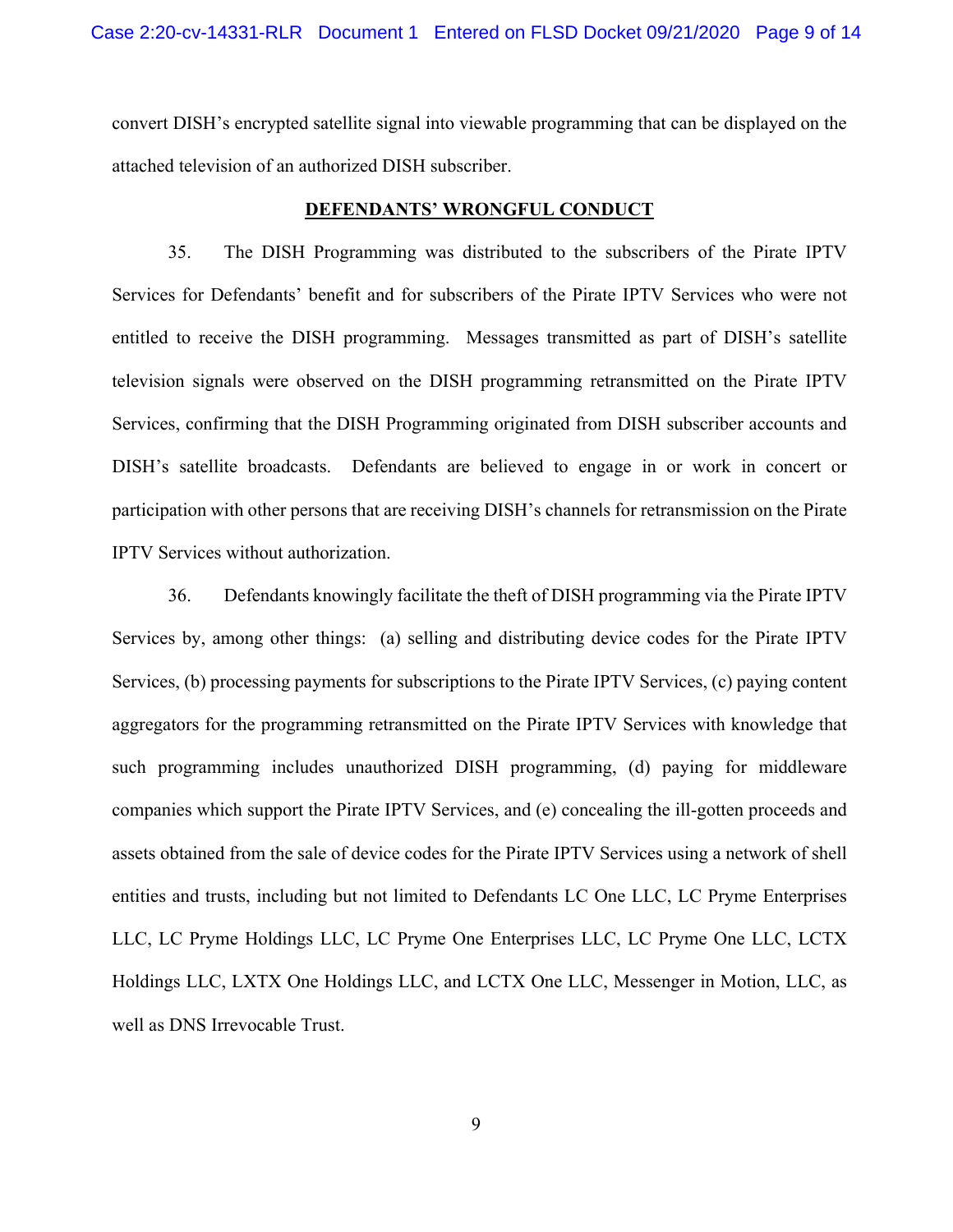convert DISH's encrypted satellite signal into viewable programming that can be displayed on the attached television of an authorized DISH subscriber.

## DEFENDANTS' WRONGFUL CONDUCT

35. The DISH Programming was distributed to the subscribers of the Pirate IPTV Services for Defendants' benefit and for subscribers of the Pirate IPTV Services who were not entitled to receive the DISH programming. Messages transmitted as part of DISH's satellite television signals were observed on the DISH programming retransmitted on the Pirate IPTV Services, confirming that the DISH Programming originated from DISH subscriber accounts and DISH's satellite broadcasts. Defendants are believed to engage in or work in concert or participation with other persons that are receiving DISH's channels for retransmission on the Pirate IPTV Services without authorization.

36. Defendants knowingly facilitate the theft of DISH programming via the Pirate IPTV Services by, among other things: (a) selling and distributing device codes for the Pirate IPTV Services, (b) processing payments for subscriptions to the Pirate IPTV Services, (c) paying content aggregators for the programming retransmitted on the Pirate IPTV Services with knowledge that such programming includes unauthorized DISH programming, (d) paying for middleware companies which support the Pirate IPTV Services, and (e) concealing the ill-gotten proceeds and assets obtained from the sale of device codes for the Pirate IPTV Services using a network of shell entities and trusts, including but not limited to Defendants LC One LLC, LC Pryme Enterprises LLC, LC Pryme Holdings LLC, LC Pryme One Enterprises LLC, LC Pryme One LLC, LCTX Holdings LLC, LXTX One Holdings LLC, and LCTX One LLC, Messenger in Motion, LLC, as well as DNS Irrevocable Trust.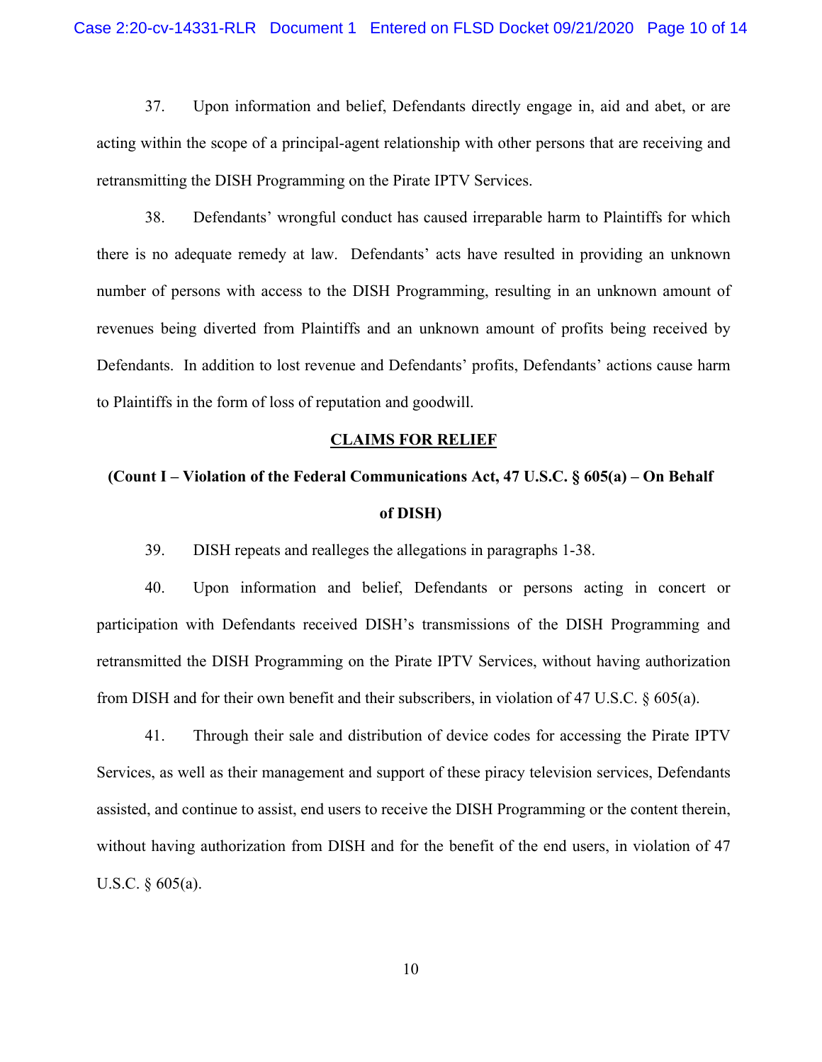37. Upon information and belief, Defendants directly engage in, aid and abet, or are acting within the scope of a principal-agent relationship with other persons that are receiving and retransmitting the DISH Programming on the Pirate IPTV Services.

38. Defendants' wrongful conduct has caused irreparable harm to Plaintiffs for which there is no adequate remedy at law. Defendants' acts have resulted in providing an unknown number of persons with access to the DISH Programming, resulting in an unknown amount of revenues being diverted from Plaintiffs and an unknown amount of profits being received by Defendants. In addition to lost revenue and Defendants' profits, Defendants' actions cause harm to Plaintiffs in the form of loss of reputation and goodwill.

## CLAIMS FOR RELIEF

### (Count I – Violation of the Federal Communications Act, 47 U.S.C. § 605(a) – On Behalf of DISH)

39. DISH repeats and realleges the allegations in paragraphs 1-38.

40. Upon information and belief, Defendants or persons acting in concert or participation with Defendants received DISH's transmissions of the DISH Programming and retransmitted the DISH Programming on the Pirate IPTV Services, without having authorization from DISH and for their own benefit and their subscribers, in violation of 47 U.S.C. § 605(a).

41. Through their sale and distribution of device codes for accessing the Pirate IPTV Services, as well as their management and support of these piracy television services, Defendants assisted, and continue to assist, end users to receive the DISH Programming or the content therein, without having authorization from DISH and for the benefit of the end users, in violation of 47 U.S.C. § 605(a).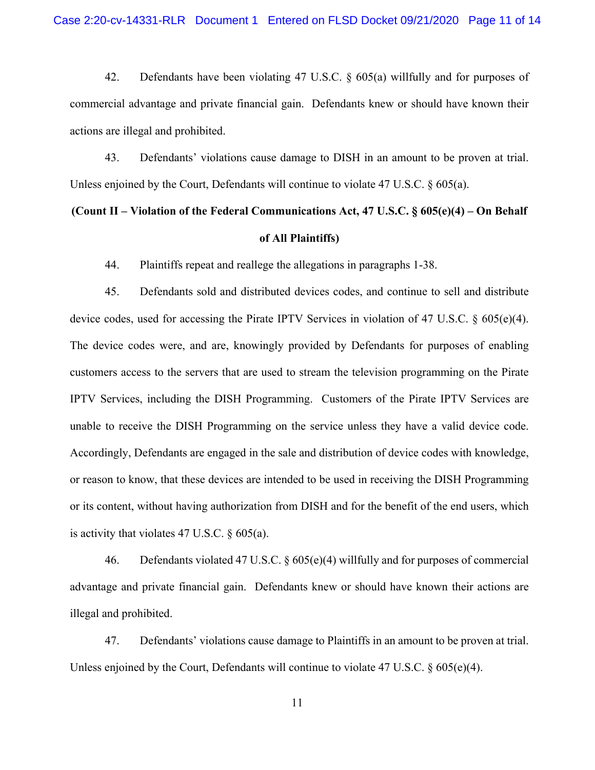42. Defendants have been violating 47 U.S.C. § 605(a) willfully and for purposes of commercial advantage and private financial gain. Defendants knew or should have known their actions are illegal and prohibited.

43. Defendants' violations cause damage to DISH in an amount to be proven at trial. Unless enjoined by the Court, Defendants will continue to violate 47 U.S.C. § 605(a).

**(Count II – Violation of the Federal Communications Act, 47 U.S.C. § 605(e)(4) – On Behalf of All Plaintiffs)**

44. Plaintiffs repeat and reallege the allegations in paragraphs 1-38.

45. Defendants sold and distributed devices codes, and continue to sell and distribute device codes, used for accessing the Pirate IPTV Services in violation of 47 U.S.C. § 605(e)(4). The device codes were, and are, knowingly provided by Defendants for purposes of enabling customers access to the servers that are used to stream the television programming on the Pirate IPTV Services, including the DISH Programming. Customers of the Pirate IPTV Services are unable to receive the DISH Programming on the service unless they have a valid device code. Accordingly, Defendants are engaged in the sale and distribution of device codes with knowledge, or reason to know, that these devices are intended to be used in receiving the DISH Programming or its content, without having authorization from DISH and for the benefit of the end users, which is activity that violates 47 U.S.C. § 605(a).

46. Defendants violated 47 U.S.C. § 605(e)(4) willfully and for purposes of commercial advantage and private financial gain. Defendants knew or should have known their actions are illegal and prohibited.

47. Defendants' violations cause damage to Plaintiffs in an amount to be proven at trial. Unless enjoined by the Court, Defendants will continue to violate 47 U.S.C. § 605(e)(4).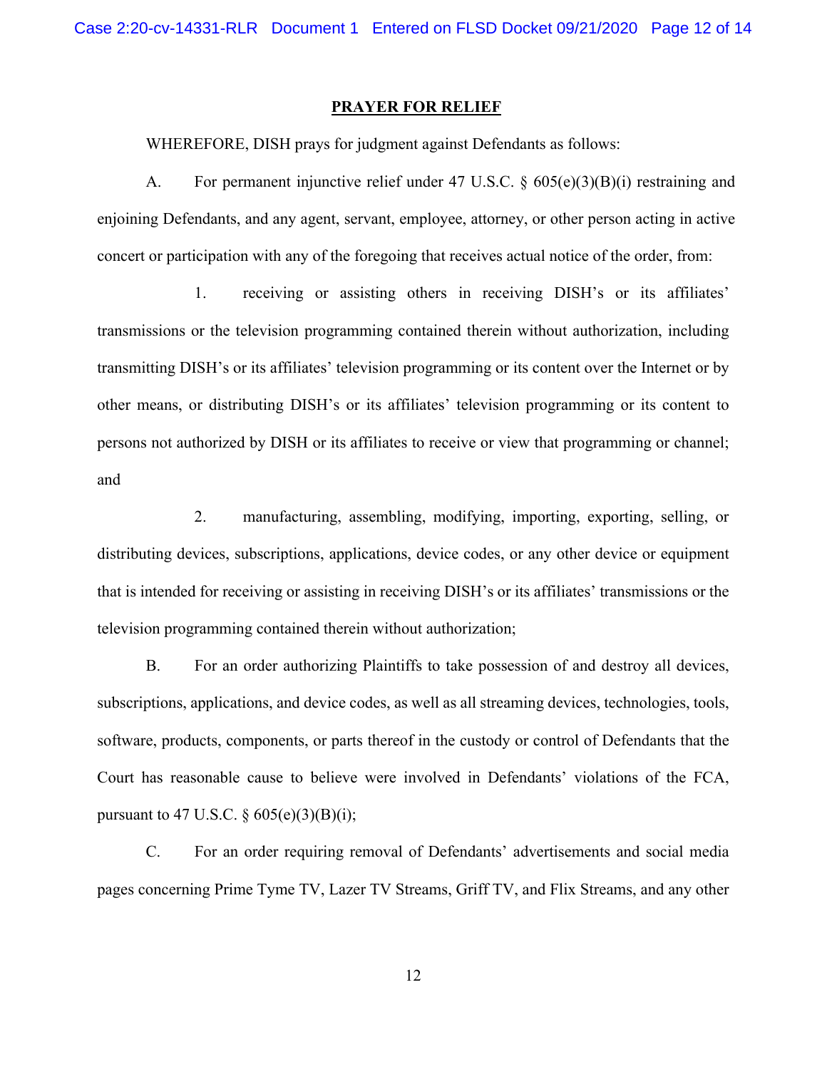## PRAYER FOR RELIEF

WHEREFORE, DISH prays for judgment against Defendants as follows:

A. For permanent injunctive relief under 47 U.S.C. § 605(e)(3)(B)(i) restraining and enjoining Defendants, and any agent, servant, employee, attorney, or other person acting in active concert or participation with any of the foregoing that receives actual notice of the order, from:

1. receiving or assisting others in receiving DISH's or its affiliates' transmissions or the television programming contained therein without authorization, including transmitting DISH's or its affiliates' television programming or its content over the Internet or by other means, or distributing DISH's or its affiliates' television programming or its content to persons not authorized by DISH or its affiliates to receive or view that programming or channel; and

2. manufacturing, assembling, modifying, importing, exporting, selling, or distributing devices, subscriptions, applications, device codes, or any other device or equipment that is intended for receiving or assisting in receiving DISH's or its affiliates' transmissions or the television programming contained therein without authorization;

B. For an order authorizing Plaintiffs to take possession of and destroy all devices, subscriptions, applications, and device codes, as well as all streaming devices, technologies, tools, software, products, components, or parts thereof in the custody or control of Defendants that the Court has reasonable cause to believe were involved in Defendants' violations of the FCA, pursuant to 47 U.S.C. § 605(e)(3)(B)(i);

C. For an order requiring removal of Defendants' advertisements and social media pages concerning Prime Tyme TV, Lazer TV Streams, Griff TV, and Flix Streams, and any other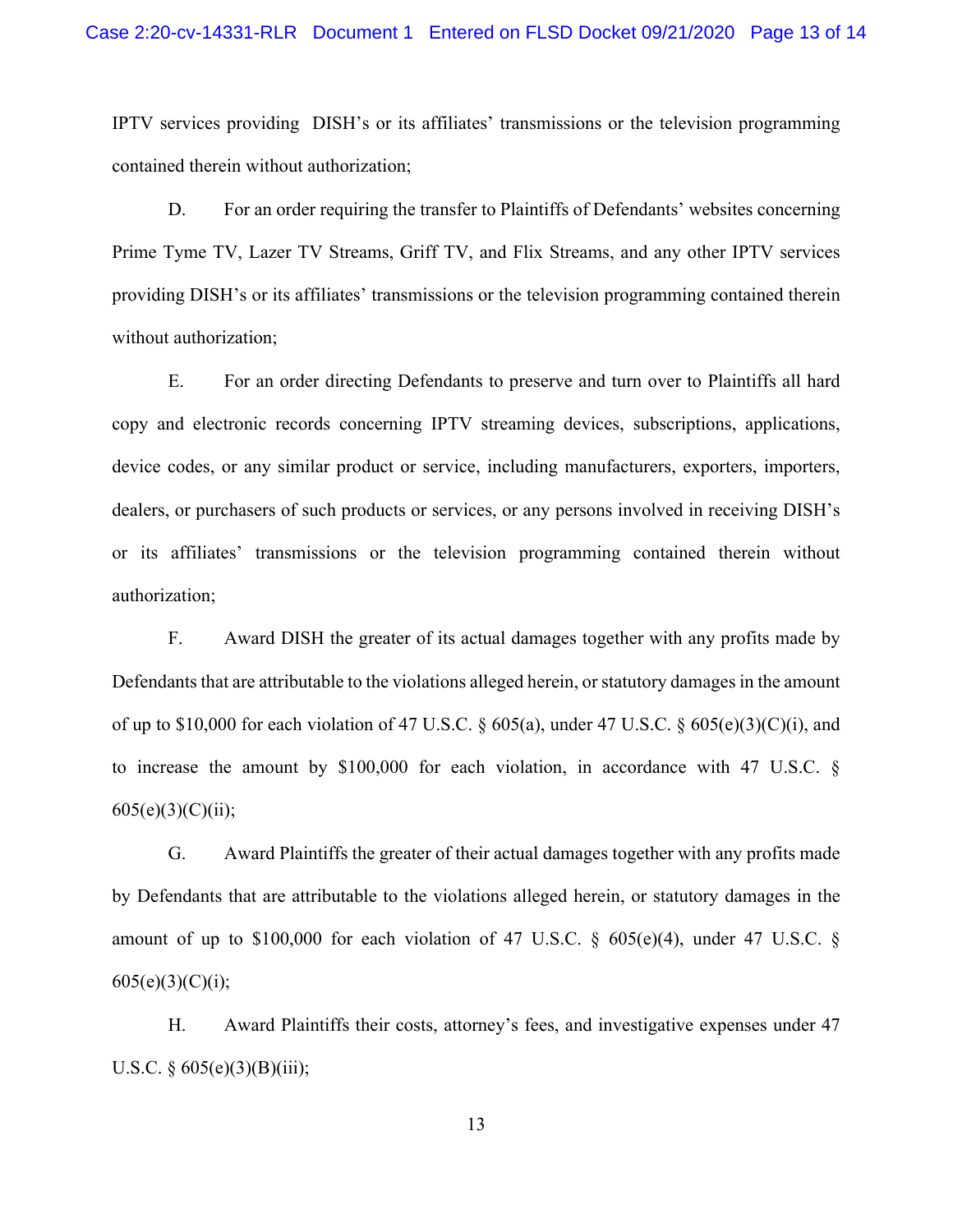IPTV services providing DISH's or its affiliates' transmissions or the television programming contained therein without authorization;

D. For an order requiring the transfer to Plaintiffs of Defendants' websites concerning Prime Tyme TV, Lazer TV Streams, Griff TV, and Flix Streams, and any other IPTV services providing DISH's or its affiliates' transmissions or the television programming contained therein without authorization;

E. For an order directing Defendants to preserve and turn over to Plaintiffs all hard copy and electronic records concerning IPTV streaming devices, subscriptions, applications, device codes, or any similar product or service, including manufacturers, exporters, importers, dealers, or purchasers of such products or services, or any persons involved in receiving DISH's or its affiliates' transmissions or the television programming contained therein without authorization;

F. Award DISH the greater of its actual damages together with any profits made by Defendants that are attributable to the violations alleged herein, or statutory damages in the amount of up to $10,000 for each violation of 47 U.S.C. § 605(a), under 47 U.S.C. § 605(e)(3)(C)(i), and to increase the amount by $100,000 for each violation, in accordance with 47 U.S.C. § 605(e)(3)(C)(ii);

G. Award Plaintiffs the greater of their actual damages together with any profits made by Defendants that are attributable to the violations alleged herein, or statutory damages in the amount of up to $100,000 for each violation of 47 U.S.C. § 605(e)(4), under 47 U.S.C. § 605(e)(3)(C)(i);

H. Award Plaintiffs their costs, attorney's fees, and investigative expenses under 47 U.S.C. § 605(e)(3)(B)(iii);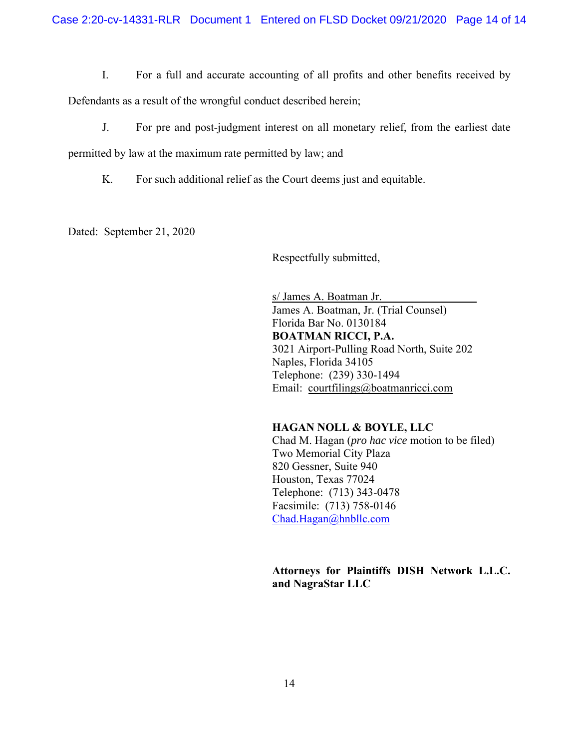I. For a full and accurate accounting of all profits and other benefits received by Defendants as a result of the wrongful conduct described herein;

J. For pre and post-judgment interest on all monetary relief, from the earliest date permitted by law at the maximum rate permitted by law; and

K. For such additional relief as the Court deems just and equitable.

Dated: September 21, 2020

Respectfully submitted,

s/ James A. Boatman Jr.
James A. Boatman, Jr. (Trial Counsel)
Florida Bar No. 0130184
**BOATMAN RICCI, P.A.**
3021 Airport-Pulling Road North, Suite 202
Naples, Florida 34105
Telephone: (239) 330-1494
Email: courtfilings@boatmanricci.com

**HAGAN NOLL & BOYLE, LLC**
Chad M. Hagan (*pro hac vice* motion to be filed)
Two Memorial City Plaza
820 Gessner, Suite 940
Houston, Texas 77024
Telephone: (713) 343-0478
Facsimile: (713) 758-0146
Chad.Hagan@hnbllc.com

**Attorneys for Plaintiffs DISH Network L.L.C. and NagraStar LLC**